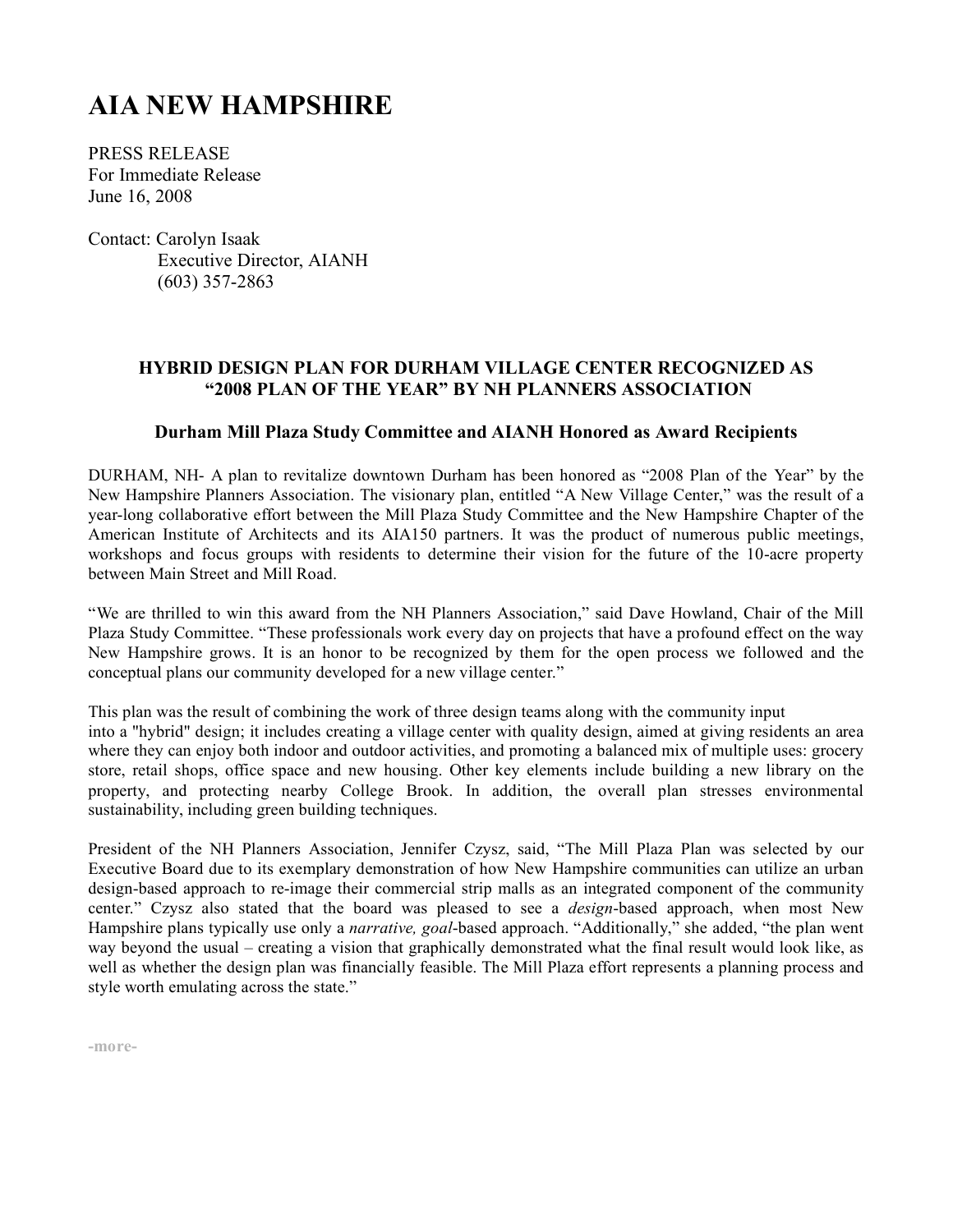# AIA NEW HAMPSHIRE

PRESS RELEASE
For Immediate Release
June 16, 2008

Contact: Carolyn Isaak
Executive Director, AIANH
(603) 357-2863

### HYBRID DESIGN PLAN FOR DURHAM VILLAGE CENTER RECOGNIZED AS "2008 PLAN OF THE YEAR" BY NH PLANNERS ASSOCIATION

#### Durham Mill Plaza Study Committee and AIANH Honored as Award Recipients

DURHAM, NH- A plan to revitalize downtown Durham has been honored as "2008 Plan of the Year" by the New Hampshire Planners Association. The visionary plan, entitled "A New Village Center," was the result of a year-long collaborative effort between the Mill Plaza Study Committee and the New Hampshire Chapter of the American Institute of Architects and its AIA150 partners. It was the product of numerous public meetings, workshops and focus groups with residents to determine their vision for the future of the 10-acre property between Main Street and Mill Road.

"We are thrilled to win this award from the NH Planners Association," said Dave Howland, Chair of the Mill Plaza Study Committee. "These professionals work every day on projects that have a profound effect on the way New Hampshire grows. It is an honor to be recognized by them for the open process we followed and the conceptual plans our community developed for a new village center."

This plan was the result of combining the work of three design teams along with the community input into a "hybrid" design; it includes creating a village center with quality design, aimed at giving residents an area where they can enjoy both indoor and outdoor activities, and promoting a balanced mix of multiple uses: grocery store, retail shops, office space and new housing. Other key elements include building a new library on the property, and protecting nearby College Brook. In addition, the overall plan stresses environmental sustainability, including green building techniques.

President of the NH Planners Association, Jennifer Czysz, said, "The Mill Plaza Plan was selected by our Executive Board due to its exemplary demonstration of how New Hampshire communities can utilize an urban design-based approach to re-image their commercial strip malls as an integrated component of the community center." Czysz also stated that the board was pleased to see a *design*-based approach, when most New Hampshire plans typically use only a *narrative, goal*-based approach. "Additionally," she added, "the plan went way beyond the usual – creating a vision that graphically demonstrated what the final result would look like, as well as whether the design plan was financially feasible. The Mill Plaza effort represents a planning process and style worth emulating across the state."

-more-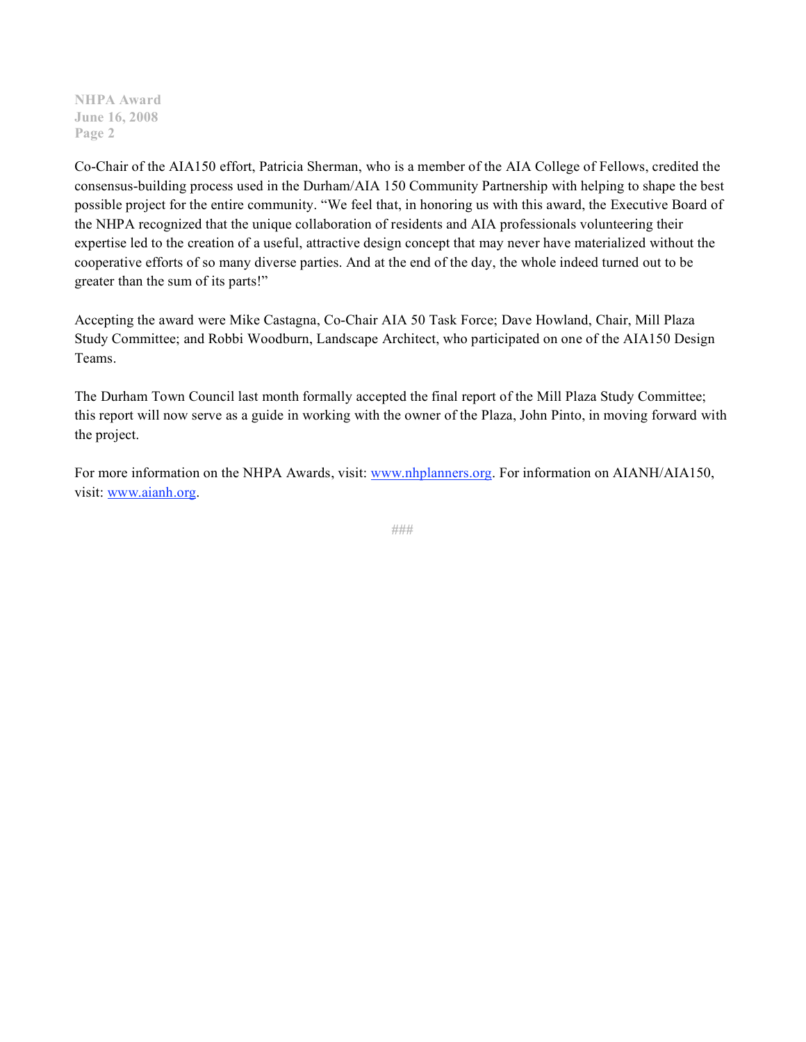Co-Chair of the AIA150 effort, Patricia Sherman, who is a member of the AIA College of Fellows, credited the consensus-building process used in the Durham/AIA 150 Community Partnership with helping to shape the best possible project for the entire community. "We feel that, in honoring us with this award, the Executive Board of the NHPA recognized that the unique collaboration of residents and AIA professionals volunteering their expertise led to the creation of a useful, attractive design concept that may never have materialized without the cooperative efforts of so many diverse parties. And at the end of the day, the whole indeed turned out to be greater than the sum of its parts!"

Accepting the award were Mike Castagna, Co-Chair AIA 50 Task Force; Dave Howland, Chair, Mill Plaza Study Committee; and Robbi Woodburn, Landscape Architect, who participated on one of the AIA150 Design Teams.

The Durham Town Council last month formally accepted the final report of the Mill Plaza Study Committee; this report will now serve as a guide in working with the owner of the Plaza, John Pinto, in moving forward with the project.

For more information on the NHPA Awards, visit: www.nhplanners.org. For information on AIANH/AIA150, visit: www.aianh.org.

###